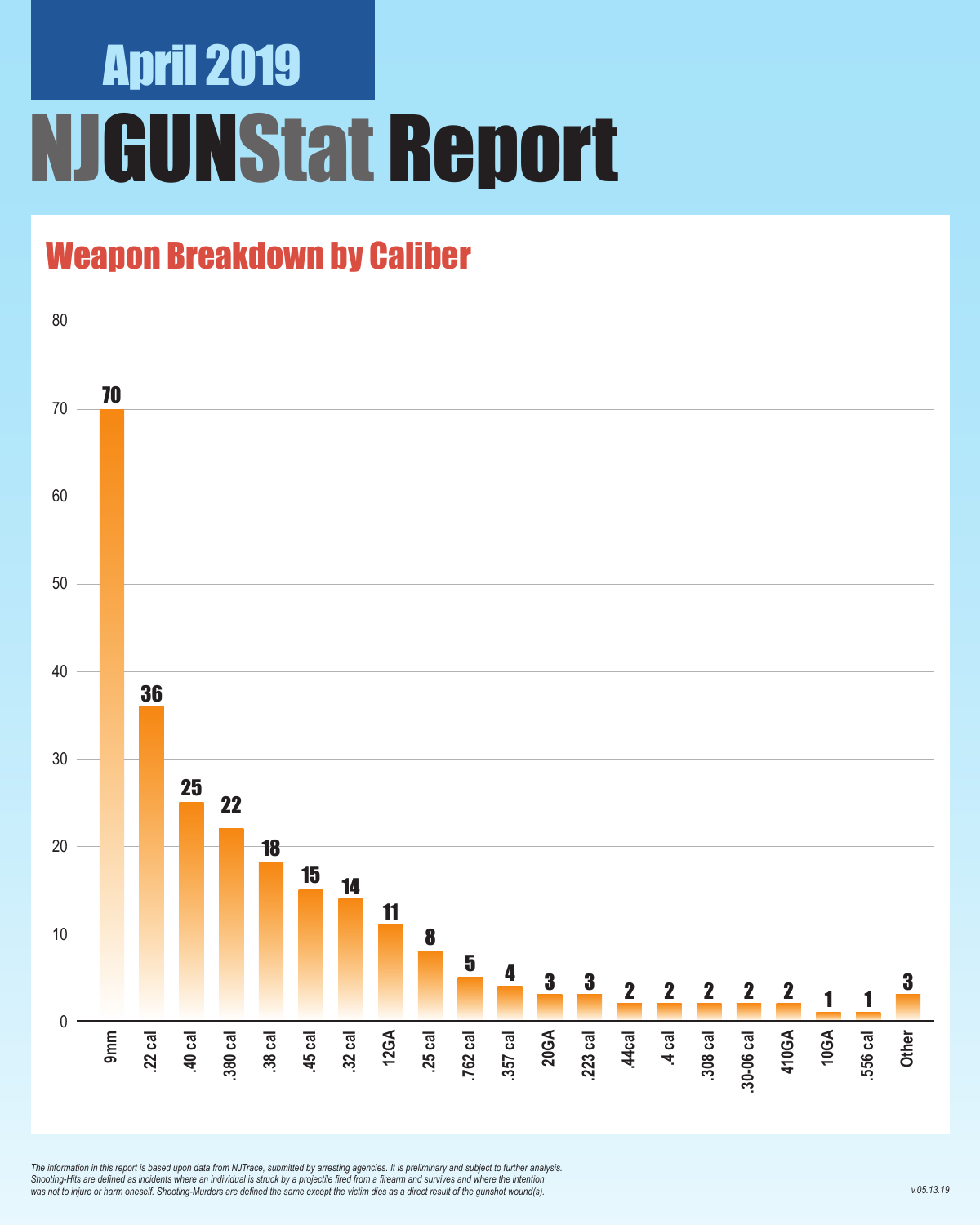# April 2019

# NJGUNStat Report

## Weapon Breakdown by Caliber

| Caliber | Count |
|---|---|
| 9mm | 70 |
| .22 cal | 36 |
| .40 cal | 25 |
| .380 cal | 22 |
| .38 cal | 18 |
| .45 cal | 15 |
| .32 cal | 14 |
| 12GA | 11 |
| .25 cal | 8 |
| .762 cal | 5 |
| .357 cal | 4 |
| 20GA | 3 |
| .223 cal | 3 |
| .44cal | 2 |
| .4 cal | 2 |
| .308 cal | 2 |
| .30-06 cal | 2 |
| 410GA | 2 |
| 10GA | 1 |
| .556 cal | 1 |
| Other | 3 |

*The information in this report is based upon data from NJTrace, submitted by arresting agencies. It is preliminary and subject to further analysis. Shooting-Hits are defined as incidents where an individual is struck by a projectile fired from a firearm and survives and where the intention was not to injure or harm oneself. Shooting-Murders are defined the same except the victim dies as a direct result of the gunshot wound(s).*

v.05.13.19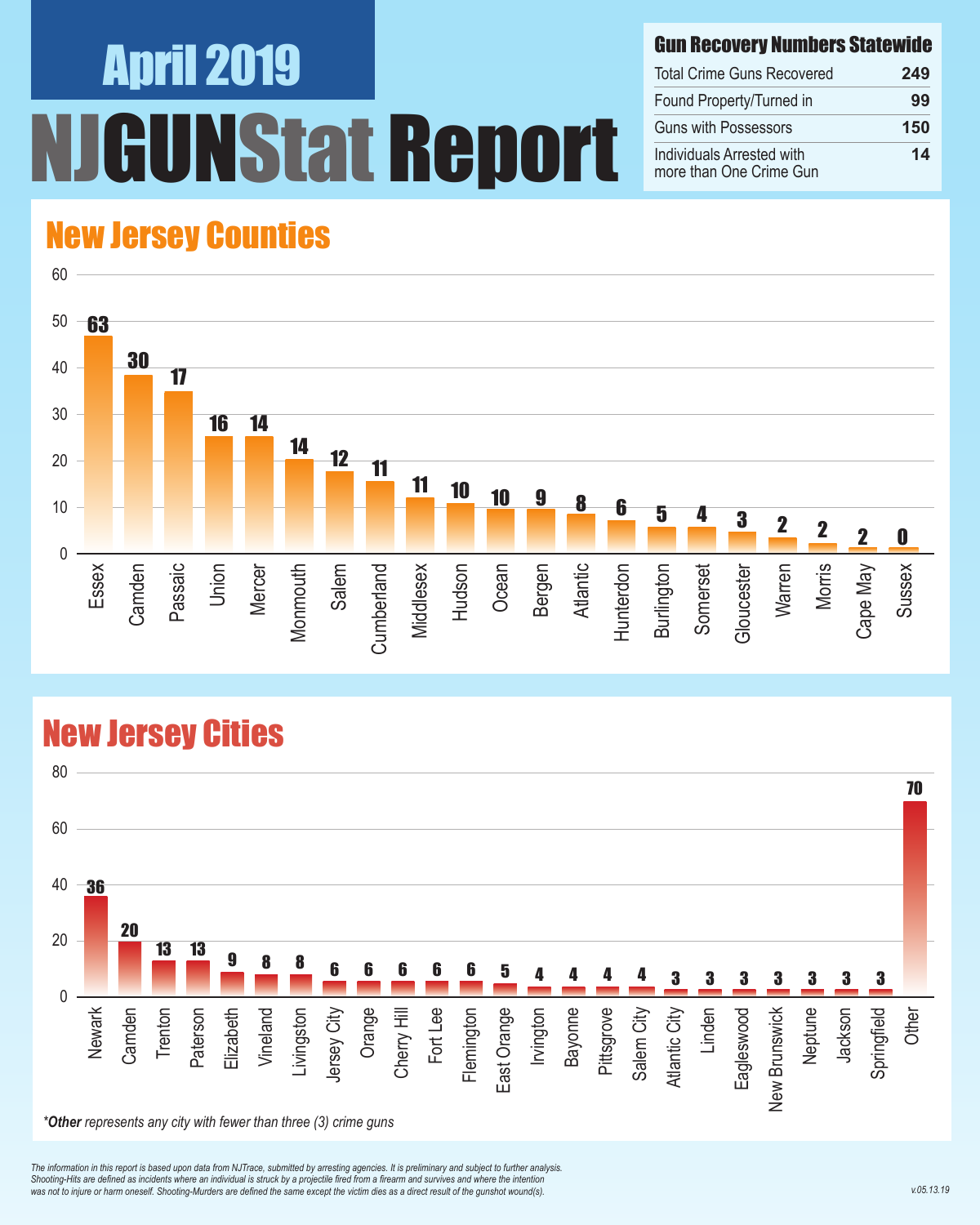# April 2019

# NJGUNStat Report

## Gun Recovery Numbers Statewide

| Gun Recovery Numbers Statewide | |
|---|---|
| Total Crime Guns Recovered | 249 |
| Found Property/Turned in | 99 |
| Guns with Possessors | 150 |
| Individuals Arrested with more than One Crime Gun | 14 |

## New Jersey Counties

| County | Count |
|---|---|
| Essex | 63 |
| Camden | 30 |
| Passaic | 17 |
| Union | 16 |
| Mercer | 14 |
| Monmouth | 14 |
| Salem | 12 |
| Cumberland | 11 |
| Middlesex | 11 |
| Hudson | 10 |
| Ocean | 10 |
| Bergen | 9 |
| Atlantic | 8 |
| Hunterdon | 6 |
| Burlington | 5 |
| Somerset | 4 |
| Gloucester | 3 |
| Warren | 2 |
| Morris | 2 |
| Cape May | 2 |
| Sussex | 0 |

## New Jersey Cities

| City | Count |
|---|---|
| Newark | 36 |
| Camden | 20 |
| Trenton | 13 |
| Paterson | 13 |
| Elizabeth | 9 |
| Vineland | 8 |
| Livingston | 8 |
| Jersey City | 6 |
| Orange | 6 |
| Cherry Hill | 6 |
| Fort Lee | 6 |
| Flemington | 6 |
| East Orange | 5 |
| Irvington | 4 |
| Bayonne | 4 |
| Pittsgrove | 4 |
| Salem City | 4 |
| Atlantic City | 3 |
| Linden | 3 |
| Eagleswood | 3 |
| New Brunswick | 3 |
| Neptune | 3 |
| Jackson | 3 |
| Springfield | 3 |
| Other | 70 |

****Other** represents any city with fewer than three (3) crime guns*

*The information in this report is based upon data from NJTrace, submitted by arresting agencies. It is preliminary and subject to further analysis. Shooting-Hits are defined as incidents where an individual is struck by a projectile fired from a firearm and survives and where the intention was not to injure or harm oneself. Shooting-Murders are defined the same except the victim dies as a direct result of the gunshot wound(s).*

v.05.13.19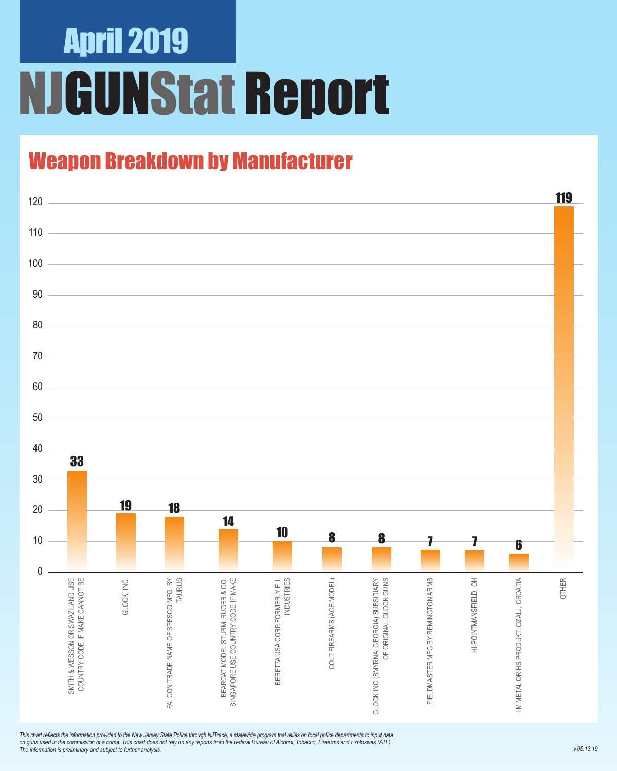# April 2019

# NJGUNStat Report

## Weapon Breakdown by Manufacturer

| Manufacturer | Count |
| --- | --- |
| SMITH & WESSON OR SWAZILAND USE COUNTRY CODE IF MAKE CANNOT BE | 33 |
| GLOCK, INC. | 19 |
| FALCON TRADE NAME OF SPESCO;MFG. BY TAURUS | 18 |
| BEARCAT MODEL STURM, RUGER & CO. SINGAPORE USE COUNTRY CODE IF MAKE | 14 |
| BERETTA USA CORP.FORMERLY F. I. INDUSTRIES | 10 |
| COLT FIREARMS (ACE MODEL) | 8 |
| GLOCK INC (SMYRNA, GEORGIA) SUBSIDIARY OF ORIGINAL GLOCK GUNS | 8 |
| FIELDMASTER MFG BY REMINGTON ARMS | 7 |
| HI-POINTMANSFIELD, OH | 7 |
| I M METAL OR HS PRODUKT, OZALJ, CROATIA | 6 |
| OTHER | 119 |

*This chart reflects the information provided to the New Jersey State Police through NJTrace, a statewide program that relies on local police departments to input data on guns used in the commission of a crime. This chart does not rely on any reports from the federal Bureau of Alcohol, Tobacco, Firearms and Explosives (ATF). The information is preliminary and subject to further analysis.*

v.05.13.19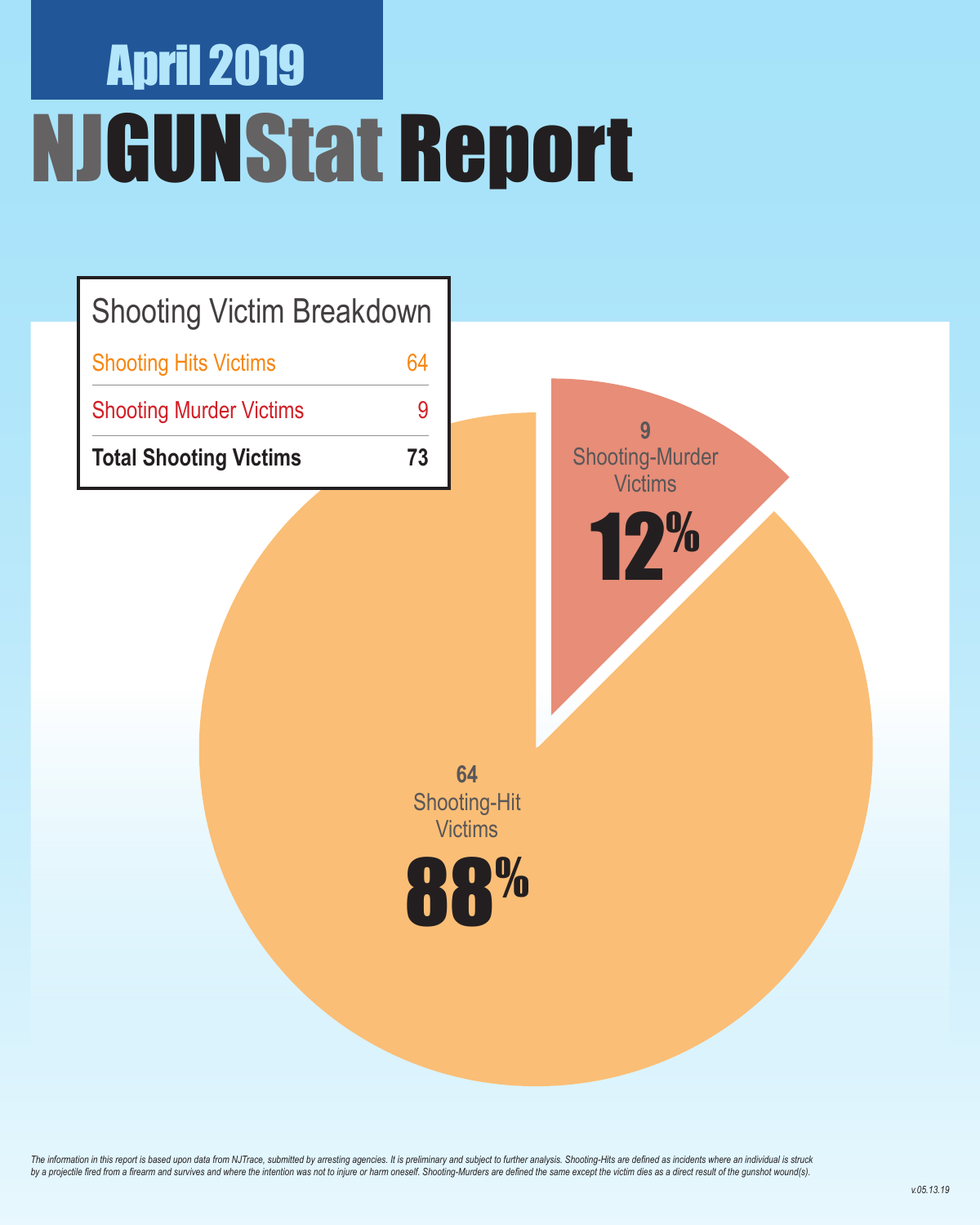# April 2019

# NJGUNStat Report

## Shooting Victim Breakdown

| | |
|---|---|
| Shooting Hits Victims | 64 |
| Shooting Murder Victims | 9 |
| **Total Shooting Victims** | **73** |

9
Shooting-Murder Victims
12%

64
Shooting-Hit Victims
88%

*The information in this report is based upon data from NJTrace, submitted by arresting agencies. It is preliminary and subject to further analysis. Shooting-Hits are defined as incidents where an individual is struck by a projectile fired from a firearm and survives and where the intention was not to injure or harm oneself. Shooting-Murders are defined the same except the victim dies as a direct result of the gunshot wound(s).*

*v.05.13.19*